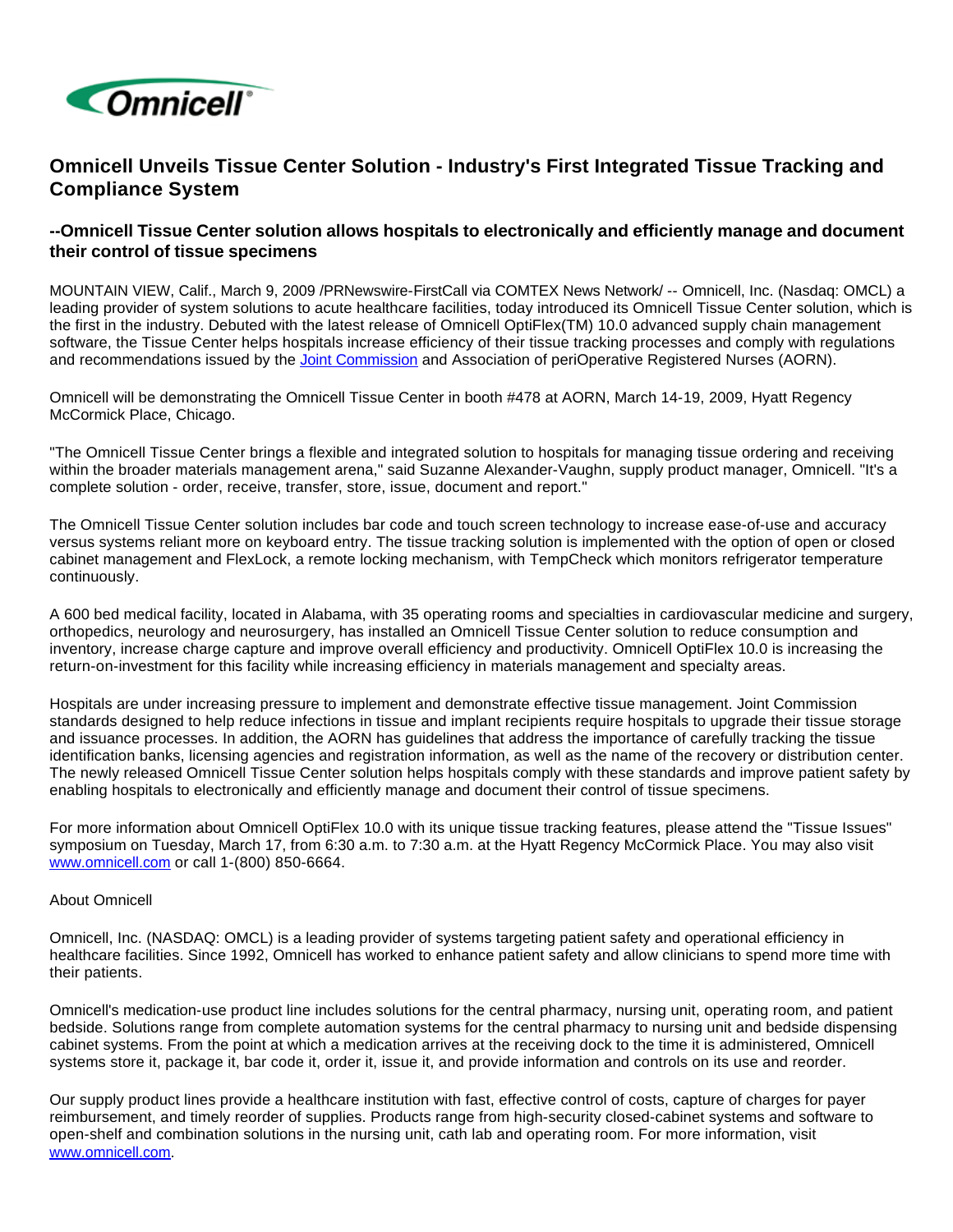# Omnicell Unveils Tissue Center Solution - Industry's First Integrated Tissue Tracking and Compliance System

## --Omnicell Tissue Center solution allows hospitals to electronically and efficiently manage and document their control of tissue specimens

MOUNTAIN VIEW, Calif., March 9, 2009 /PRNewswire-FirstCall via COMTEX News Network/ -- Omnicell, Inc. (Nasdaq: OMCL) a leading provider of system solutions to acute healthcare facilities, today introduced its Omnicell Tissue Center solution, which is the first in the industry. Debuted with the latest release of Omnicell OptiFlex(TM) 10.0 advanced supply chain management software, the Tissue Center helps hospitals increase efficiency of their tissue tracking processes and comply with regulations and recommendations issued by the Joint Commission and Association of periOperative Registered Nurses (AORN).

Omnicell will be demonstrating the Omnicell Tissue Center in booth #478 at AORN, March 14-19, 2009, Hyatt Regency McCormick Place, Chicago.

"The Omnicell Tissue Center brings a flexible and integrated solution to hospitals for managing tissue ordering and receiving within the broader materials management arena," said Suzanne Alexander-Vaughn, supply product manager, Omnicell. "It's a complete solution - order, receive, transfer, store, issue, document and report."

The Omnicell Tissue Center solution includes bar code and touch screen technology to increase ease-of-use and accuracy versus systems reliant more on keyboard entry. The tissue tracking solution is implemented with the option of open or closed cabinet management and FlexLock, a remote locking mechanism, with TempCheck which monitors refrigerator temperature continuously.

A 600 bed medical facility, located in Alabama, with 35 operating rooms and specialties in cardiovascular medicine and surgery, orthopedics, neurology and neurosurgery, has installed an Omnicell Tissue Center solution to reduce consumption and inventory, increase charge capture and improve overall efficiency and productivity. Omnicell OptiFlex 10.0 is increasing the return-on-investment for this facility while increasing efficiency in materials management and specialty areas.

Hospitals are under increasing pressure to implement and demonstrate effective tissue management. Joint Commission standards designed to help reduce infections in tissue and implant recipients require hospitals to upgrade their tissue storage and issuance processes. In addition, the AORN has guidelines that address the importance of carefully tracking the tissue identification banks, licensing agencies and registration information, as well as the name of the recovery or distribution center. The newly released Omnicell Tissue Center solution helps hospitals comply with these standards and improve patient safety by enabling hospitals to electronically and efficiently manage and document their control of tissue specimens.

For more information about Omnicell OptiFlex 10.0 with its unique tissue tracking features, please attend the "Tissue Issues" symposium on Tuesday, March 17, from 6:30 a.m. to 7:30 a.m. at the Hyatt Regency McCormick Place. You may also visit www.omnicell.com or call 1-(800) 850-6664.

About Omnicell

Omnicell, Inc. (NASDAQ: OMCL) is a leading provider of systems targeting patient safety and operational efficiency in healthcare facilities. Since 1992, Omnicell has worked to enhance patient safety and allow clinicians to spend more time with their patients.

Omnicell's medication-use product line includes solutions for the central pharmacy, nursing unit, operating room, and patient bedside. Solutions range from complete automation systems for the central pharmacy to nursing unit and bedside dispensing cabinet systems. From the point at which a medication arrives at the receiving dock to the time it is administered, Omnicell systems store it, package it, bar code it, order it, issue it, and provide information and controls on its use and reorder.

Our supply product lines provide a healthcare institution with fast, effective control of costs, capture of charges for payer reimbursement, and timely reorder of supplies. Products range from high-security closed-cabinet systems and software to open-shelf and combination solutions in the nursing unit, cath lab and operating room. For more information, visit www.omnicell.com.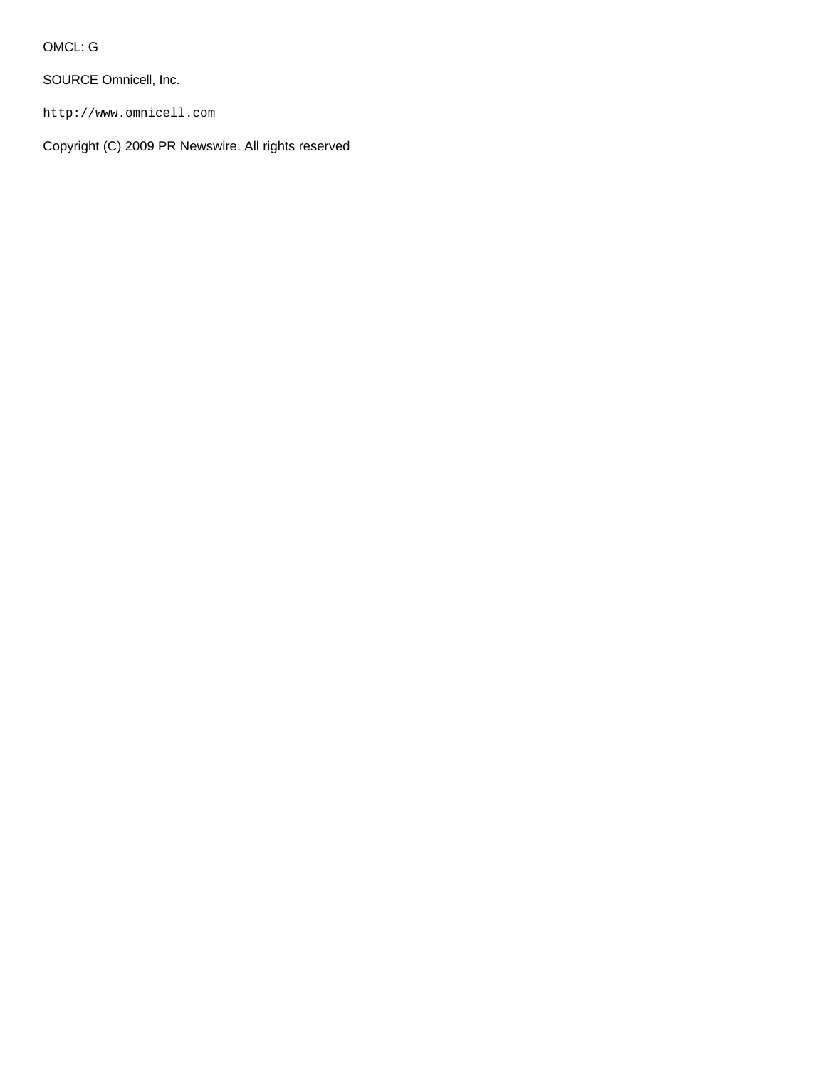OMCL: G

SOURCE Omnicell, Inc.

`http://www.omnicell.com`

Copyright (C) 2009 PR Newswire. All rights reserved